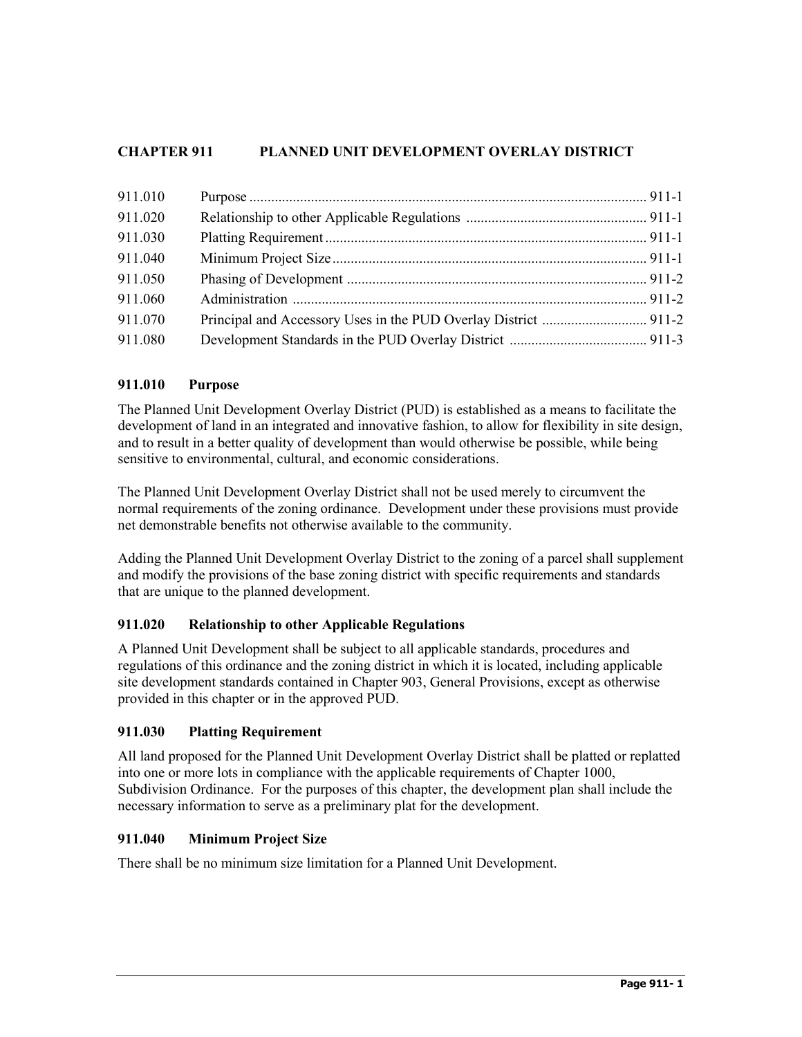# CHAPTER 911 PLANNED UNIT DEVELOPMENT OVERLAY DISTRICT

| | | |
|---|---|---|
| 911.010 | Purpose | 911-1 |
| 911.020 | Relationship to other Applicable Regulations | 911-1 |
| 911.030 | Platting Requirement | 911-1 |
| 911.040 | Minimum Project Size | 911-1 |
| 911.050 | Phasing of Development | 911-2 |
| 911.060 | Administration | 911-2 |
| 911.070 | Principal and Accessory Uses in the PUD Overlay District | 911-2 |
| 911.080 | Development Standards in the PUD Overlay District | 911-3 |

## 911.010 Purpose

The Planned Unit Development Overlay District (PUD) is established as a means to facilitate the development of land in an integrated and innovative fashion, to allow for flexibility in site design, and to result in a better quality of development than would otherwise be possible, while being sensitive to environmental, cultural, and economic considerations.

The Planned Unit Development Overlay District shall not be used merely to circumvent the normal requirements of the zoning ordinance. Development under these provisions must provide net demonstrable benefits not otherwise available to the community.

Adding the Planned Unit Development Overlay District to the zoning of a parcel shall supplement and modify the provisions of the base zoning district with specific requirements and standards that are unique to the planned development.

## 911.020 Relationship to other Applicable Regulations

A Planned Unit Development shall be subject to all applicable standards, procedures and regulations of this ordinance and the zoning district in which it is located, including applicable site development standards contained in Chapter 903, General Provisions, except as otherwise provided in this chapter or in the approved PUD.

## 911.030 Platting Requirement

All land proposed for the Planned Unit Development Overlay District shall be platted or replatted into one or more lots in compliance with the applicable requirements of Chapter 1000, Subdivision Ordinance. For the purposes of this chapter, the development plan shall include the necessary information to serve as a preliminary plat for the development.

## 911.040 Minimum Project Size

There shall be no minimum size limitation for a Planned Unit Development.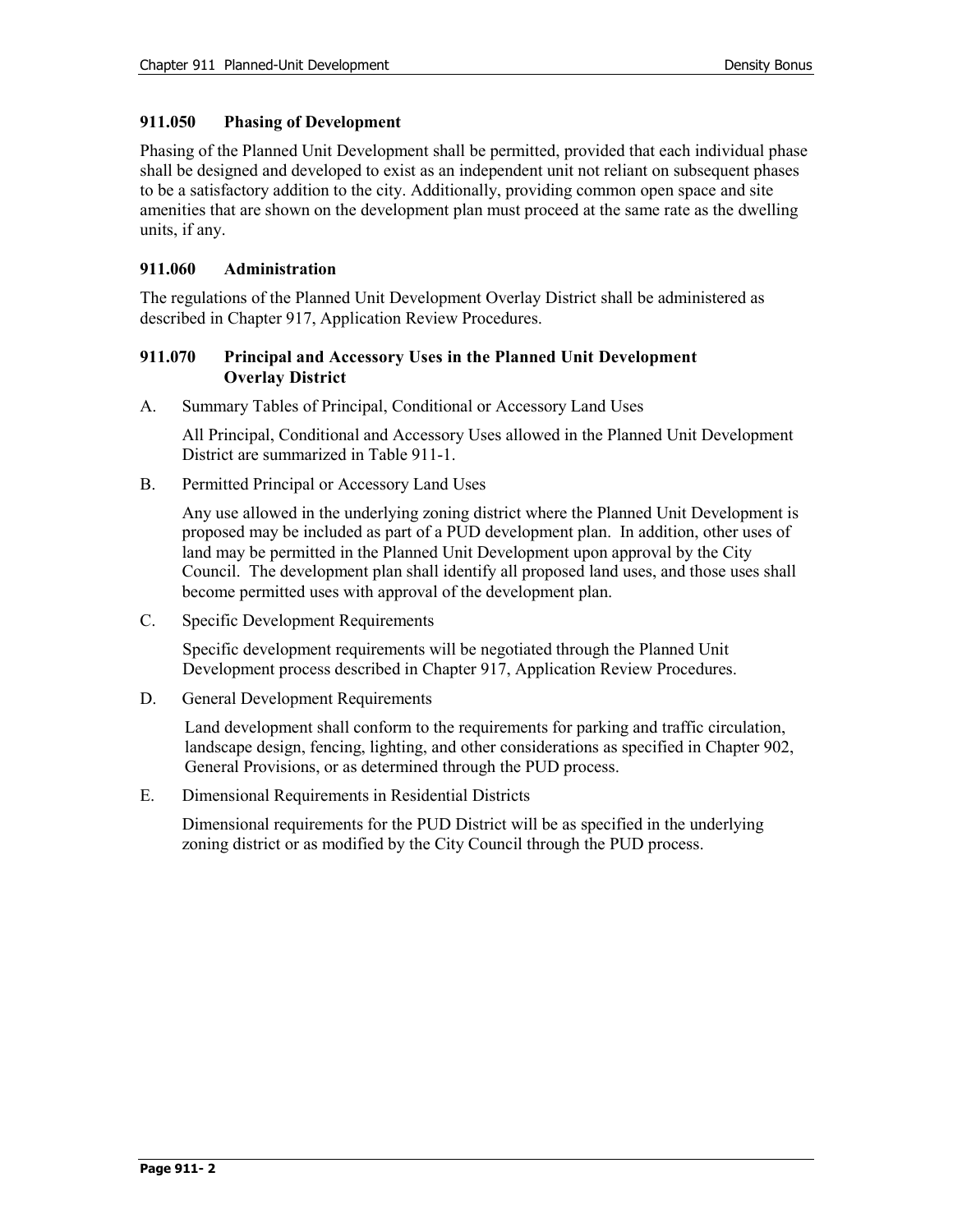### 911.050 Phasing of Development

Phasing of the Planned Unit Development shall be permitted, provided that each individual phase shall be designed and developed to exist as an independent unit not reliant on subsequent phases to be a satisfactory addition to the city. Additionally, providing common open space and site amenities that are shown on the development plan must proceed at the same rate as the dwelling units, if any.

### 911.060 Administration

The regulations of the Planned Unit Development Overlay District shall be administered as described in Chapter 917, Application Review Procedures.

### 911.070 Principal and Accessory Uses in the Planned Unit Development Overlay District

A. Summary Tables of Principal, Conditional or Accessory Land Uses

All Principal, Conditional and Accessory Uses allowed in the Planned Unit Development District are summarized in Table 911-1.

B. Permitted Principal or Accessory Land Uses

Any use allowed in the underlying zoning district where the Planned Unit Development is proposed may be included as part of a PUD development plan. In addition, other uses of land may be permitted in the Planned Unit Development upon approval by the City Council. The development plan shall identify all proposed land uses, and those uses shall become permitted uses with approval of the development plan.

C. Specific Development Requirements

Specific development requirements will be negotiated through the Planned Unit Development process described in Chapter 917, Application Review Procedures.

D. General Development Requirements

Land development shall conform to the requirements for parking and traffic circulation, landscape design, fencing, lighting, and other considerations as specified in Chapter 902, General Provisions, or as determined through the PUD process.

E. Dimensional Requirements in Residential Districts

Dimensional requirements for the PUD District will be as specified in the underlying zoning district or as modified by the City Council through the PUD process.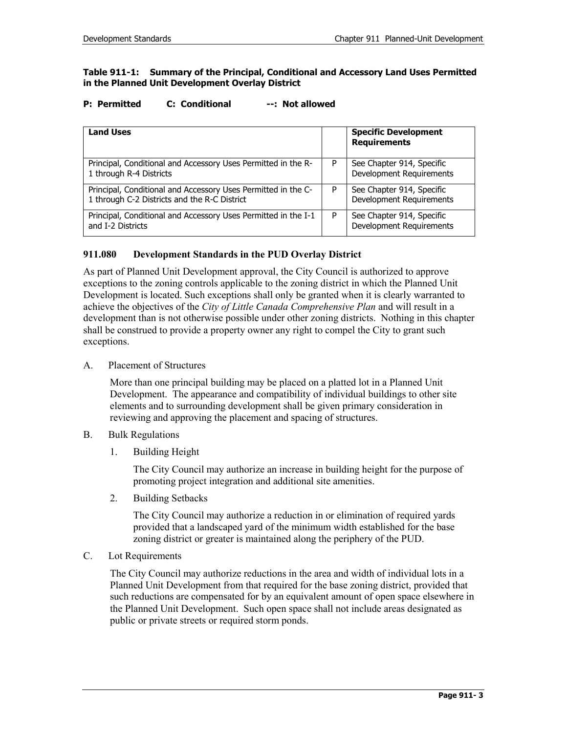**Table 911-1: Summary of the Principal, Conditional and Accessory Land Uses Permitted in the Planned Unit Development Overlay District**

**P: Permitted C: Conditional --: Not allowed**

| Land Uses | | Specific Development Requirements |
|---|---|---|
| Principal, Conditional and Accessory Uses Permitted in the R-1 through R-4 Districts | P | See Chapter 914, Specific Development Requirements |
| Principal, Conditional and Accessory Uses Permitted in the C-1 through C-2 Districts and the R-C District | P | See Chapter 914, Specific Development Requirements |
| Principal, Conditional and Accessory Uses Permitted in the I-1 and I-2 Districts | P | See Chapter 914, Specific Development Requirements |

### 911.080 Development Standards in the PUD Overlay District

As part of Planned Unit Development approval, the City Council is authorized to approve exceptions to the zoning controls applicable to the zoning district in which the Planned Unit Development is located. Such exceptions shall only be granted when it is clearly warranted to achieve the objectives of the *City of Little Canada Comprehensive Plan* and will result in a development than is not otherwise possible under other zoning districts. Nothing in this chapter shall be construed to provide a property owner any right to compel the City to grant such exceptions.

A. Placement of Structures

More than one principal building may be placed on a platted lot in a Planned Unit Development. The appearance and compatibility of individual buildings to other site elements and to surrounding development shall be given primary consideration in reviewing and approving the placement and spacing of structures.

B. Bulk Regulations

1. Building Height

   The City Council may authorize an increase in building height for the purpose of promoting project integration and additional site amenities.

2. Building Setbacks

   The City Council may authorize a reduction in or elimination of required yards provided that a landscaped yard of the minimum width established for the base zoning district or greater is maintained along the periphery of the PUD.

C. Lot Requirements

The City Council may authorize reductions in the area and width of individual lots in a Planned Unit Development from that required for the base zoning district, provided that such reductions are compensated for by an equivalent amount of open space elsewhere in the Planned Unit Development. Such open space shall not include areas designated as public or private streets or required storm ponds.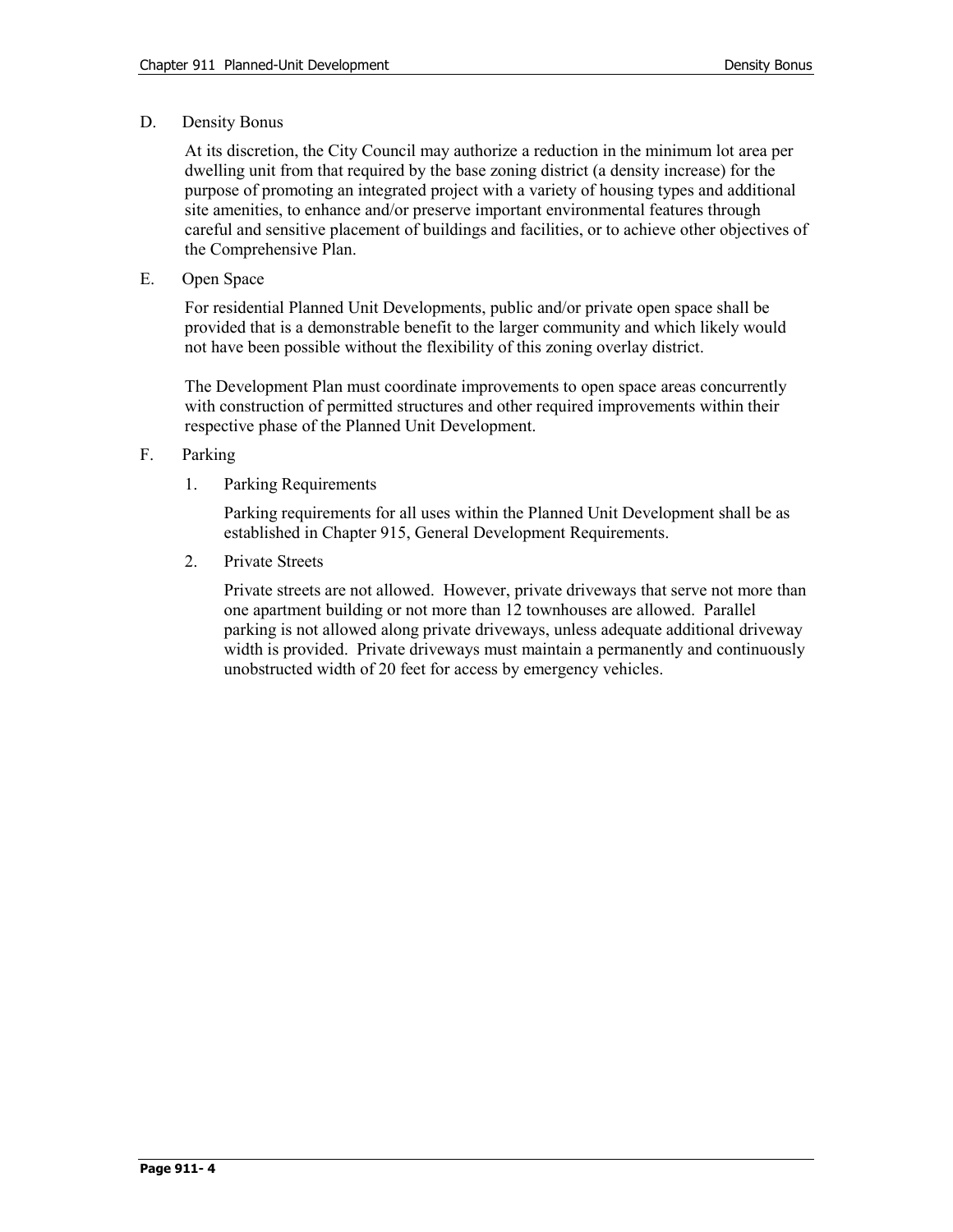D. Density Bonus

At its discretion, the City Council may authorize a reduction in the minimum lot area per dwelling unit from that required by the base zoning district (a density increase) for the purpose of promoting an integrated project with a variety of housing types and additional site amenities, to enhance and/or preserve important environmental features through careful and sensitive placement of buildings and facilities, or to achieve other objectives of the Comprehensive Plan.

E. Open Space

For residential Planned Unit Developments, public and/or private open space shall be provided that is a demonstrable benefit to the larger community and which likely would not have been possible without the flexibility of this zoning overlay district.

The Development Plan must coordinate improvements to open space areas concurrently with construction of permitted structures and other required improvements within their respective phase of the Planned Unit Development.

F. Parking

1. Parking Requirements

   Parking requirements for all uses within the Planned Unit Development shall be as established in Chapter 915, General Development Requirements.

2. Private Streets

   Private streets are not allowed. However, private driveways that serve not more than one apartment building or not more than 12 townhouses are allowed. Parallel parking is not allowed along private driveways, unless adequate additional driveway width is provided. Private driveways must maintain a permanently and continuously unobstructed width of 20 feet for access by emergency vehicles.